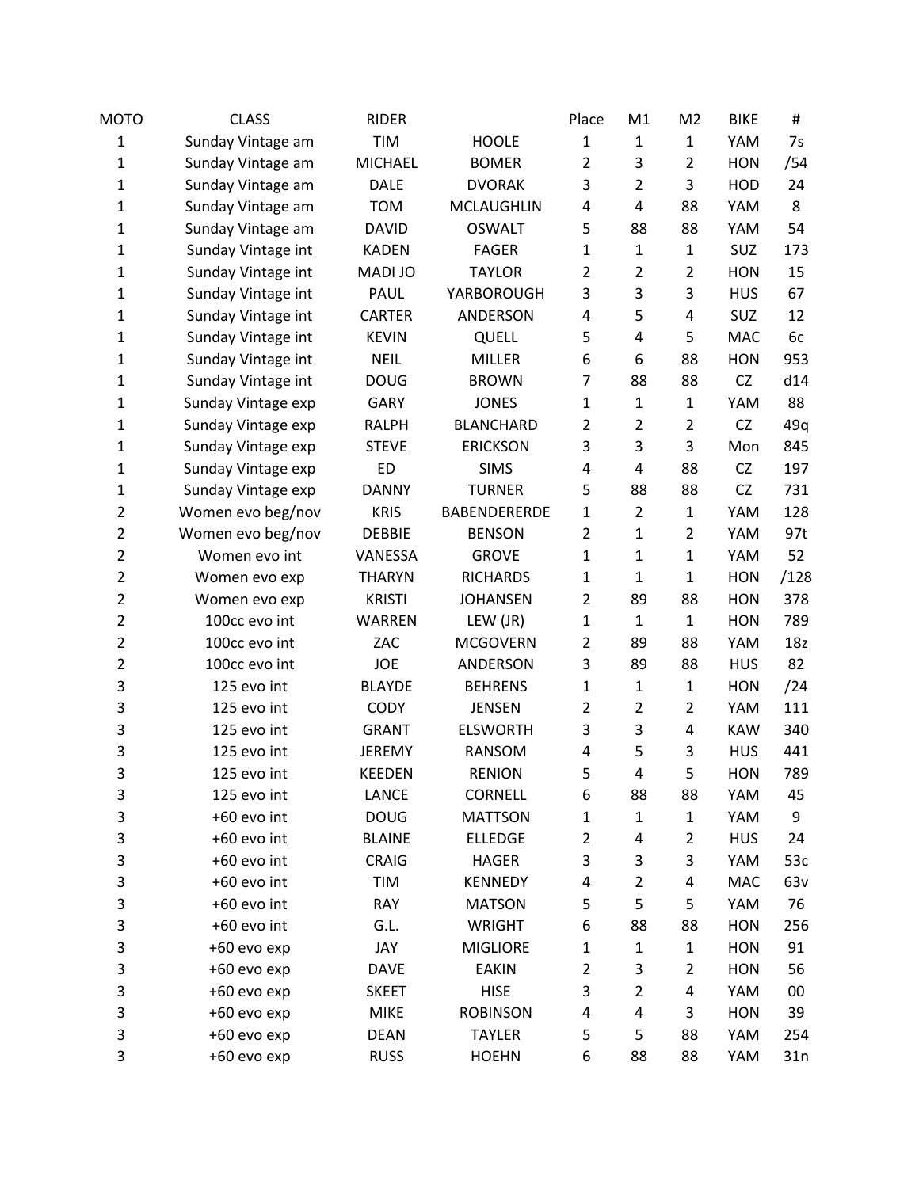| MOTO | CLASS | RIDER | | Place | M1 | M2 | BIKE | # |
|---|---|---|---|---|---|---|---|---|
| 1 | Sunday Vintage am | TIM | HOOLE | 1 | 1 | 1 | YAM | 7s |
| 1 | Sunday Vintage am | MICHAEL | BOMER | 2 | 3 | 2 | HON | /54 |
| 1 | Sunday Vintage am | DALE | DVORAK | 3 | 2 | 3 | HOD | 24 |
| 1 | Sunday Vintage am | TOM | MCLAUGHLIN | 4 | 4 | 88 | YAM | 8 |
| 1 | Sunday Vintage am | DAVID | OSWALT | 5 | 88 | 88 | YAM | 54 |
| 1 | Sunday Vintage int | KADEN | FAGER | 1 | 1 | 1 | SUZ | 173 |
| 1 | Sunday Vintage int | MADI JO | TAYLOR | 2 | 2 | 2 | HON | 15 |
| 1 | Sunday Vintage int | PAUL | YARBOROUGH | 3 | 3 | 3 | HUS | 67 |
| 1 | Sunday Vintage int | CARTER | ANDERSON | 4 | 5 | 4 | SUZ | 12 |
| 1 | Sunday Vintage int | KEVIN | QUELL | 5 | 4 | 5 | MAC | 6c |
| 1 | Sunday Vintage int | NEIL | MILLER | 6 | 6 | 88 | HON | 953 |
| 1 | Sunday Vintage int | DOUG | BROWN | 7 | 88 | 88 | CZ | d14 |
| 1 | Sunday Vintage exp | GARY | JONES | 1 | 1 | 1 | YAM | 88 |
| 1 | Sunday Vintage exp | RALPH | BLANCHARD | 2 | 2 | 2 | CZ | 49q |
| 1 | Sunday Vintage exp | STEVE | ERICKSON | 3 | 3 | 3 | Mon | 845 |
| 1 | Sunday Vintage exp | ED | SIMS | 4 | 4 | 88 | CZ | 197 |
| 1 | Sunday Vintage exp | DANNY | TURNER | 5 | 88 | 88 | CZ | 731 |
| 2 | Women evo beg/nov | KRIS | BABENDERERDE | 1 | 2 | 1 | YAM | 128 |
| 2 | Women evo beg/nov | DEBBIE | BENSON | 2 | 1 | 2 | YAM | 97t |
| 2 | Women evo int | VANESSA | GROVE | 1 | 1 | 1 | YAM | 52 |
| 2 | Women evo exp | THARYN | RICHARDS | 1 | 1 | 1 | HON | /128 |
| 2 | Women evo exp | KRISTI | JOHANSEN | 2 | 89 | 88 | HON | 378 |
| 2 | 100cc evo int | WARREN | LEW (JR) | 1 | 1 | 1 | HON | 789 |
| 2 | 100cc evo int | ZAC | MCGOVERN | 2 | 89 | 88 | YAM | 18z |
| 2 | 100cc evo int | JOE | ANDERSON | 3 | 89 | 88 | HUS | 82 |
| 3 | 125 evo int | BLAYDE | BEHRENS | 1 | 1 | 1 | HON | /24 |
| 3 | 125 evo int | CODY | JENSEN | 2 | 2 | 2 | YAM | 111 |
| 3 | 125 evo int | GRANT | ELSWORTH | 3 | 3 | 4 | KAW | 340 |
| 3 | 125 evo int | JEREMY | RANSOM | 4 | 5 | 3 | HUS | 441 |
| 3 | 125 evo int | KEEDEN | RENION | 5 | 4 | 5 | HON | 789 |
| 3 | 125 evo int | LANCE | CORNELL | 6 | 88 | 88 | YAM | 45 |
| 3 | +60 evo int | DOUG | MATTSON | 1 | 1 | 1 | YAM | 9 |
| 3 | +60 evo int | BLAINE | ELLEDGE | 2 | 4 | 2 | HUS | 24 |
| 3 | +60 evo int | CRAIG | HAGER | 3 | 3 | 3 | YAM | 53c |
| 3 | +60 evo int | TIM | KENNEDY | 4 | 2 | 4 | MAC | 63v |
| 3 | +60 evo int | RAY | MATSON | 5 | 5 | 5 | YAM | 76 |
| 3 | +60 evo int | G.L. | WRIGHT | 6 | 88 | 88 | HON | 256 |
| 3 | +60 evo exp | JAY | MIGLIORE | 1 | 1 | 1 | HON | 91 |
| 3 | +60 evo exp | DAVE | EAKIN | 2 | 3 | 2 | HON | 56 |
| 3 | +60 evo exp | SKEET | HISE | 3 | 2 | 4 | YAM | 00 |
| 3 | +60 evo exp | MIKE | ROBINSON | 4 | 4 | 3 | HON | 39 |
| 3 | +60 evo exp | DEAN | TAYLER | 5 | 5 | 88 | YAM | 254 |
| 3 | +60 evo exp | RUSS | HOEHN | 6 | 88 | 88 | YAM | 31n |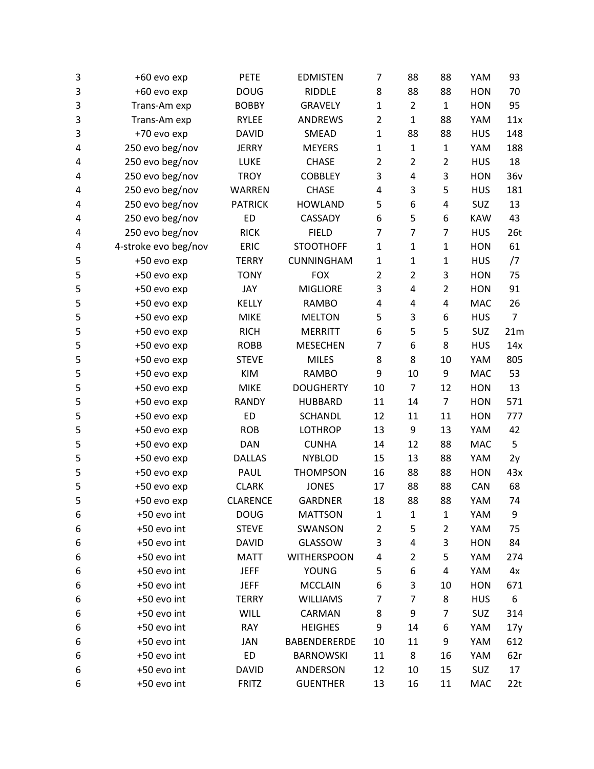| | | | | | | | | |
|---|---|---|---|---|---|---|---|---|
| 3 | +60 evo exp | PETE | EDMISTEN | 7 | 88 | 88 | YAM | 93 |
| 3 | +60 evo exp | DOUG | RIDDLE | 8 | 88 | 88 | HON | 70 |
| 3 | Trans-Am exp | BOBBY | GRAVELY | 1 | 2 | 1 | HON | 95 |
| 3 | Trans-Am exp | RYLEE | ANDREWS | 2 | 1 | 88 | YAM | 11x |
| 3 | +70 evo exp | DAVID | SMEAD | 1 | 88 | 88 | HUS | 148 |
| 4 | 250 evo beg/nov | JERRY | MEYERS | 1 | 1 | 1 | YAM | 188 |
| 4 | 250 evo beg/nov | LUKE | CHASE | 2 | 2 | 2 | HUS | 18 |
| 4 | 250 evo beg/nov | TROY | COBBLEY | 3 | 4 | 3 | HON | 36v |
| 4 | 250 evo beg/nov | WARREN | CHASE | 4 | 3 | 5 | HUS | 181 |
| 4 | 250 evo beg/nov | PATRICK | HOWLAND | 5 | 6 | 4 | SUZ | 13 |
| 4 | 250 evo beg/nov | ED | CASSADY | 6 | 5 | 6 | KAW | 43 |
| 4 | 250 evo beg/nov | RICK | FIELD | 7 | 7 | 7 | HUS | 26t |
| 4 | 4-stroke evo beg/nov | ERIC | STOOTHOFF | 1 | 1 | 1 | HON | 61 |
| 5 | +50 evo exp | TERRY | CUNNINGHAM | 1 | 1 | 1 | HUS | /7 |
| 5 | +50 evo exp | TONY | FOX | 2 | 2 | 3 | HON | 75 |
| 5 | +50 evo exp | JAY | MIGLIORE | 3 | 4 | 2 | HON | 91 |
| 5 | +50 evo exp | KELLY | RAMBO | 4 | 4 | 4 | MAC | 26 |
| 5 | +50 evo exp | MIKE | MELTON | 5 | 3 | 6 | HUS | 7 |
| 5 | +50 evo exp | RICH | MERRITT | 6 | 5 | 5 | SUZ | 21m |
| 5 | +50 evo exp | ROBB | MESECHEN | 7 | 6 | 8 | HUS | 14x |
| 5 | +50 evo exp | STEVE | MILES | 8 | 8 | 10 | YAM | 805 |
| 5 | +50 evo exp | KIM | RAMBO | 9 | 10 | 9 | MAC | 53 |
| 5 | +50 evo exp | MIKE | DOUGHERTY | 10 | 7 | 12 | HON | 13 |
| 5 | +50 evo exp | RANDY | HUBBARD | 11 | 14 | 7 | HON | 571 |
| 5 | +50 evo exp | ED | SCHANDL | 12 | 11 | 11 | HON | 777 |
| 5 | +50 evo exp | ROB | LOTHROP | 13 | 9 | 13 | YAM | 42 |
| 5 | +50 evo exp | DAN | CUNHA | 14 | 12 | 88 | MAC | 5 |
| 5 | +50 evo exp | DALLAS | NYBLOD | 15 | 13 | 88 | YAM | 2y |
| 5 | +50 evo exp | PAUL | THOMPSON | 16 | 88 | 88 | HON | 43x |
| 5 | +50 evo exp | CLARK | JONES | 17 | 88 | 88 | CAN | 68 |
| 5 | +50 evo exp | CLARENCE | GARDNER | 18 | 88 | 88 | YAM | 74 |
| 6 | +50 evo int | DOUG | MATTSON | 1 | 1 | 1 | YAM | 9 |
| 6 | +50 evo int | STEVE | SWANSON | 2 | 5 | 2 | YAM | 75 |
| 6 | +50 evo int | DAVID | GLASSOW | 3 | 4 | 3 | HON | 84 |
| 6 | +50 evo int | MATT | WITHERSPOON | 4 | 2 | 5 | YAM | 274 |
| 6 | +50 evo int | JEFF | YOUNG | 5 | 6 | 4 | YAM | 4x |
| 6 | +50 evo int | JEFF | MCCLAIN | 6 | 3 | 10 | HON | 671 |
| 6 | +50 evo int | TERRY | WILLIAMS | 7 | 7 | 8 | HUS | 6 |
| 6 | +50 evo int | WILL | CARMAN | 8 | 9 | 7 | SUZ | 314 |
| 6 | +50 evo int | RAY | HEIGHES | 9 | 14 | 6 | YAM | 17y |
| 6 | +50 evo int | JAN | BABENDERERDE | 10 | 11 | 9 | YAM | 612 |
| 6 | +50 evo int | ED | BARNOWSKI | 11 | 8 | 16 | YAM | 62r |
| 6 | +50 evo int | DAVID | ANDERSON | 12 | 10 | 15 | SUZ | 17 |
| 6 | +50 evo int | FRITZ | GUENTHER | 13 | 16 | 11 | MAC | 22t |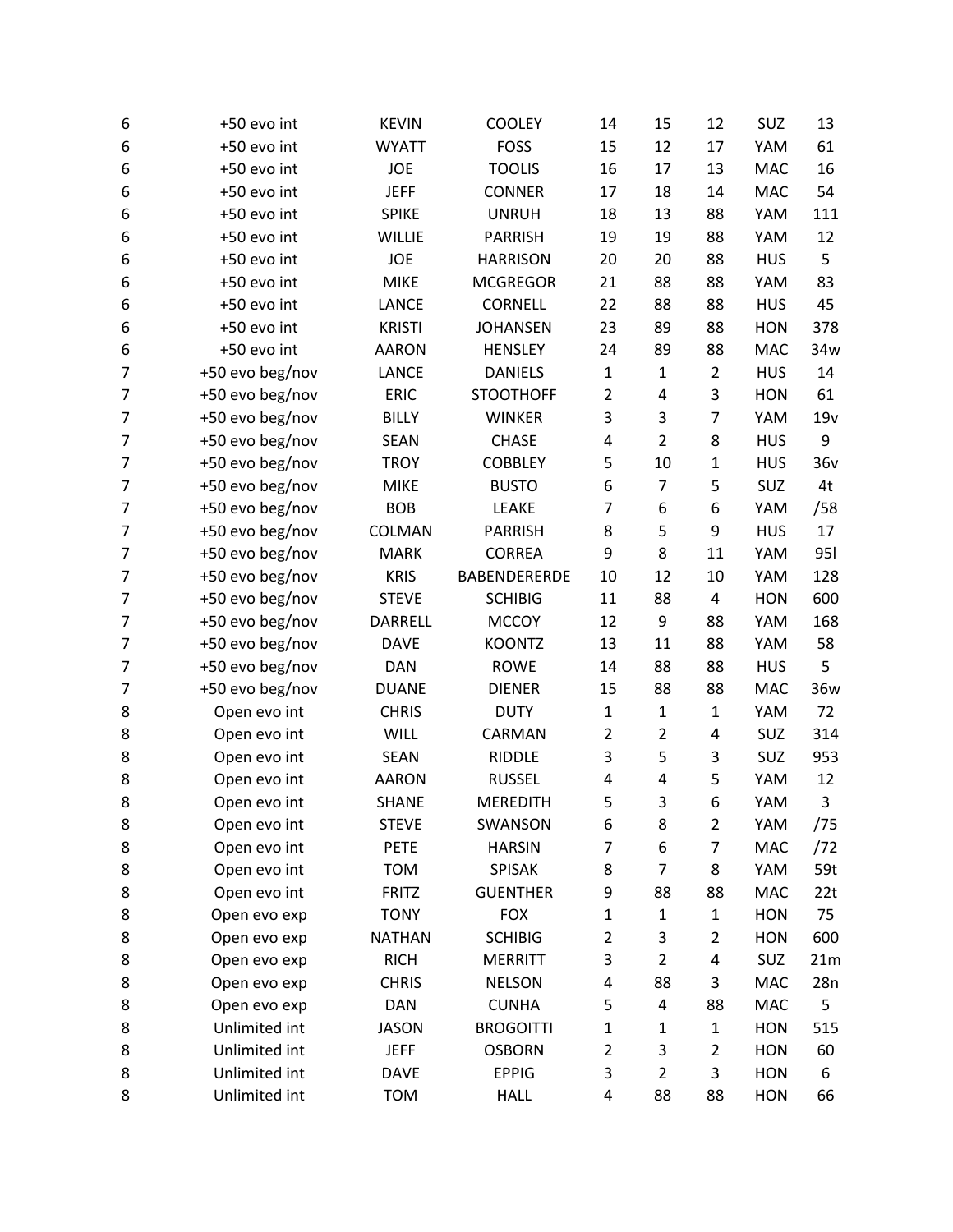| | | | | | | | | |
|---|---|---|---|---|---|---|---|---|
| 6 | +50 evo int | KEVIN | COOLEY | 14 | 15 | 12 | SUZ | 13 |
| 6 | +50 evo int | WYATT | FOSS | 15 | 12 | 17 | YAM | 61 |
| 6 | +50 evo int | JOE | TOOLIS | 16 | 17 | 13 | MAC | 16 |
| 6 | +50 evo int | JEFF | CONNER | 17 | 18 | 14 | MAC | 54 |
| 6 | +50 evo int | SPIKE | UNRUH | 18 | 13 | 88 | YAM | 111 |
| 6 | +50 evo int | WILLIE | PARRISH | 19 | 19 | 88 | YAM | 12 |
| 6 | +50 evo int | JOE | HARRISON | 20 | 20 | 88 | HUS | 5 |
| 6 | +50 evo int | MIKE | MCGREGOR | 21 | 88 | 88 | YAM | 83 |
| 6 | +50 evo int | LANCE | CORNELL | 22 | 88 | 88 | HUS | 45 |
| 6 | +50 evo int | KRISTI | JOHANSEN | 23 | 89 | 88 | HON | 378 |
| 6 | +50 evo int | AARON | HENSLEY | 24 | 89 | 88 | MAC | 34w |
| 7 | +50 evo beg/nov | LANCE | DANIELS | 1 | 1 | 2 | HUS | 14 |
| 7 | +50 evo beg/nov | ERIC | STOOTHOFF | 2 | 4 | 3 | HON | 61 |
| 7 | +50 evo beg/nov | BILLY | WINKER | 3 | 3 | 7 | YAM | 19v |
| 7 | +50 evo beg/nov | SEAN | CHASE | 4 | 2 | 8 | HUS | 9 |
| 7 | +50 evo beg/nov | TROY | COBBLEY | 5 | 10 | 1 | HUS | 36v |
| 7 | +50 evo beg/nov | MIKE | BUSTO | 6 | 7 | 5 | SUZ | 4t |
| 7 | +50 evo beg/nov | BOB | LEAKE | 7 | 6 | 6 | YAM | /58 |
| 7 | +50 evo beg/nov | COLMAN | PARRISH | 8 | 5 | 9 | HUS | 17 |
| 7 | +50 evo beg/nov | MARK | CORREA | 9 | 8 | 11 | YAM | 95l |
| 7 | +50 evo beg/nov | KRIS | BABENDERERDE | 10 | 12 | 10 | YAM | 128 |
| 7 | +50 evo beg/nov | STEVE | SCHIBIG | 11 | 88 | 4 | HON | 600 |
| 7 | +50 evo beg/nov | DARRELL | MCCOY | 12 | 9 | 88 | YAM | 168 |
| 7 | +50 evo beg/nov | DAVE | KOONTZ | 13 | 11 | 88 | YAM | 58 |
| 7 | +50 evo beg/nov | DAN | ROWE | 14 | 88 | 88 | HUS | 5 |
| 7 | +50 evo beg/nov | DUANE | DIENER | 15 | 88 | 88 | MAC | 36w |
| 8 | Open evo int | CHRIS | DUTY | 1 | 1 | 1 | YAM | 72 |
| 8 | Open evo int | WILL | CARMAN | 2 | 2 | 4 | SUZ | 314 |
| 8 | Open evo int | SEAN | RIDDLE | 3 | 5 | 3 | SUZ | 953 |
| 8 | Open evo int | AARON | RUSSEL | 4 | 4 | 5 | YAM | 12 |
| 8 | Open evo int | SHANE | MEREDITH | 5 | 3 | 6 | YAM | 3 |
| 8 | Open evo int | STEVE | SWANSON | 6 | 8 | 2 | YAM | /75 |
| 8 | Open evo int | PETE | HARSIN | 7 | 6 | 7 | MAC | /72 |
| 8 | Open evo int | TOM | SPISAK | 8 | 7 | 8 | YAM | 59t |
| 8 | Open evo int | FRITZ | GUENTHER | 9 | 88 | 88 | MAC | 22t |
| 8 | Open evo exp | TONY | FOX | 1 | 1 | 1 | HON | 75 |
| 8 | Open evo exp | NATHAN | SCHIBIG | 2 | 3 | 2 | HON | 600 |
| 8 | Open evo exp | RICH | MERRITT | 3 | 2 | 4 | SUZ | 21m |
| 8 | Open evo exp | CHRIS | NELSON | 4 | 88 | 3 | MAC | 28n |
| 8 | Open evo exp | DAN | CUNHA | 5 | 4 | 88 | MAC | 5 |
| 8 | Unlimited int | JASON | BROGOITTI | 1 | 1 | 1 | HON | 515 |
| 8 | Unlimited int | JEFF | OSBORN | 2 | 3 | 2 | HON | 60 |
| 8 | Unlimited int | DAVE | EPPIG | 3 | 2 | 3 | HON | 6 |
| 8 | Unlimited int | TOM | HALL | 4 | 88 | 88 | HON | 66 |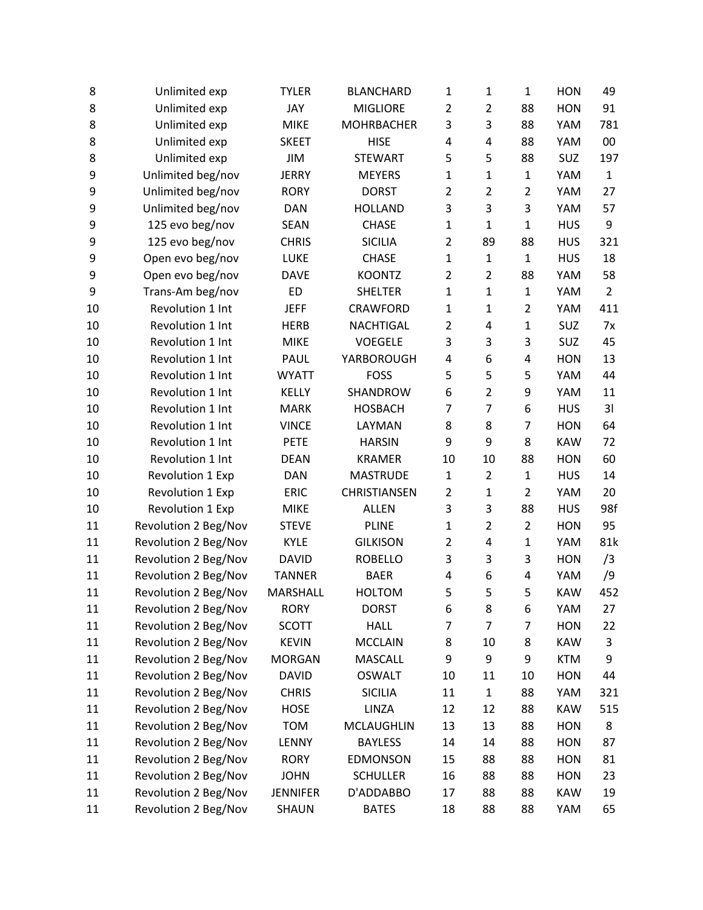| | | | | | | | | |
|---|---|---|---|---|---|---|---|---|
| 8 | Unlimited exp | TYLER | BLANCHARD | 1 | 1 | 1 | HON | 49 |
| 8 | Unlimited exp | JAY | MIGLIORE | 2 | 2 | 88 | HON | 91 |
| 8 | Unlimited exp | MIKE | MOHRBACHER | 3 | 3 | 88 | YAM | 781 |
| 8 | Unlimited exp | SKEET | HISE | 4 | 4 | 88 | YAM | 00 |
| 8 | Unlimited exp | JIM | STEWART | 5 | 5 | 88 | SUZ | 197 |
| 9 | Unlimited beg/nov | JERRY | MEYERS | 1 | 1 | 1 | YAM | 1 |
| 9 | Unlimited beg/nov | RORY | DORST | 2 | 2 | 2 | YAM | 27 |
| 9 | Unlimited beg/nov | DAN | HOLLAND | 3 | 3 | 3 | YAM | 57 |
| 9 | 125 evo beg/nov | SEAN | CHASE | 1 | 1 | 1 | HUS | 9 |
| 9 | 125 evo beg/nov | CHRIS | SICILIA | 2 | 89 | 88 | HUS | 321 |
| 9 | Open evo beg/nov | LUKE | CHASE | 1 | 1 | 1 | HUS | 18 |
| 9 | Open evo beg/nov | DAVE | KOONTZ | 2 | 2 | 88 | YAM | 58 |
| 9 | Trans-Am beg/nov | ED | SHELTER | 1 | 1 | 1 | YAM | 2 |
| 10 | Revolution 1 Int | JEFF | CRAWFORD | 1 | 1 | 2 | YAM | 411 |
| 10 | Revolution 1 Int | HERB | NACHTIGAL | 2 | 4 | 1 | SUZ | 7x |
| 10 | Revolution 1 Int | MIKE | VOEGELE | 3 | 3 | 3 | SUZ | 45 |
| 10 | Revolution 1 Int | PAUL | YARBOROUGH | 4 | 6 | 4 | HON | 13 |
| 10 | Revolution 1 Int | WYATT | FOSS | 5 | 5 | 5 | YAM | 44 |
| 10 | Revolution 1 Int | KELLY | SHANDROW | 6 | 2 | 9 | YAM | 11 |
| 10 | Revolution 1 Int | MARK | HOSBACH | 7 | 7 | 6 | HUS | 3l |
| 10 | Revolution 1 Int | VINCE | LAYMAN | 8 | 8 | 7 | HON | 64 |
| 10 | Revolution 1 Int | PETE | HARSIN | 9 | 9 | 8 | KAW | 72 |
| 10 | Revolution 1 Int | DEAN | KRAMER | 10 | 10 | 88 | HON | 60 |
| 10 | Revolution 1 Exp | DAN | MASTRUDE | 1 | 2 | 1 | HUS | 14 |
| 10 | Revolution 1 Exp | ERIC | CHRISTIANSEN | 2 | 1 | 2 | YAM | 20 |
| 10 | Revolution 1 Exp | MIKE | ALLEN | 3 | 3 | 88 | HUS | 98f |
| 11 | Revolution 2 Beg/Nov | STEVE | PLINE | 1 | 2 | 2 | HON | 95 |
| 11 | Revolution 2 Beg/Nov | KYLE | GILKISON | 2 | 4 | 1 | YAM | 81k |
| 11 | Revolution 2 Beg/Nov | DAVID | ROBELLO | 3 | 3 | 3 | HON | /3 |
| 11 | Revolution 2 Beg/Nov | TANNER | BAER | 4 | 6 | 4 | YAM | /9 |
| 11 | Revolution 2 Beg/Nov | MARSHALL | HOLTOM | 5 | 5 | 5 | KAW | 452 |
| 11 | Revolution 2 Beg/Nov | RORY | DORST | 6 | 8 | 6 | YAM | 27 |
| 11 | Revolution 2 Beg/Nov | SCOTT | HALL | 7 | 7 | 7 | HON | 22 |
| 11 | Revolution 2 Beg/Nov | KEVIN | MCCLAIN | 8 | 10 | 8 | KAW | 3 |
| 11 | Revolution 2 Beg/Nov | MORGAN | MASCALL | 9 | 9 | 9 | KTM | 9 |
| 11 | Revolution 2 Beg/Nov | DAVID | OSWALT | 10 | 11 | 10 | HON | 44 |
| 11 | Revolution 2 Beg/Nov | CHRIS | SICILIA | 11 | 1 | 88 | YAM | 321 |
| 11 | Revolution 2 Beg/Nov | HOSE | LINZA | 12 | 12 | 88 | KAW | 515 |
| 11 | Revolution 2 Beg/Nov | TOM | MCLAUGHLIN | 13 | 13 | 88 | HON | 8 |
| 11 | Revolution 2 Beg/Nov | LENNY | BAYLESS | 14 | 14 | 88 | HON | 87 |
| 11 | Revolution 2 Beg/Nov | RORY | EDMONSON | 15 | 88 | 88 | HON | 81 |
| 11 | Revolution 2 Beg/Nov | JOHN | SCHULLER | 16 | 88 | 88 | HON | 23 |
| 11 | Revolution 2 Beg/Nov | JENNIFER | D'ADDABBO | 17 | 88 | 88 | KAW | 19 |
| 11 | Revolution 2 Beg/Nov | SHAUN | BATES | 18 | 88 | 88 | YAM | 65 |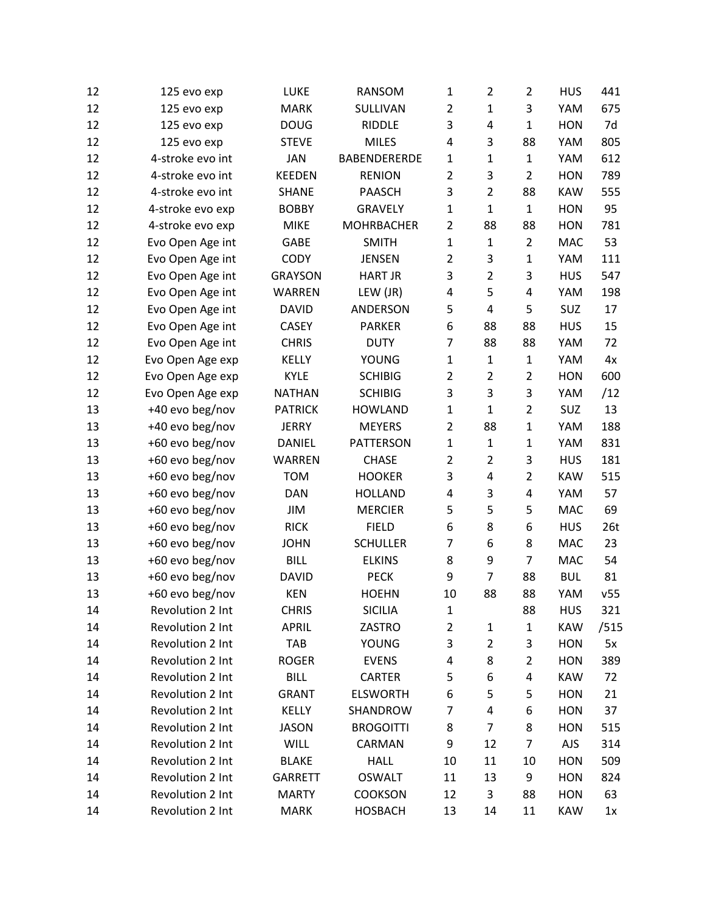| | | | | | | | | |
|---|---|---|---|---|---|---|---|---|
| 12 | 125 evo exp | LUKE | RANSOM | 1 | 2 | 2 | HUS | 441 |
| 12 | 125 evo exp | MARK | SULLIVAN | 2 | 1 | 3 | YAM | 675 |
| 12 | 125 evo exp | DOUG | RIDDLE | 3 | 4 | 1 | HON | 7d |
| 12 | 125 evo exp | STEVE | MILES | 4 | 3 | 88 | YAM | 805 |
| 12 | 4-stroke evo int | JAN | BABENDERERDE | 1 | 1 | 1 | YAM | 612 |
| 12 | 4-stroke evo int | KEEDEN | RENION | 2 | 3 | 2 | HON | 789 |
| 12 | 4-stroke evo int | SHANE | PAASCH | 3 | 2 | 88 | KAW | 555 |
| 12 | 4-stroke evo exp | BOBBY | GRAVELY | 1 | 1 | 1 | HON | 95 |
| 12 | 4-stroke evo exp | MIKE | MOHRBACHER | 2 | 88 | 88 | HON | 781 |
| 12 | Evo Open Age int | GABE | SMITH | 1 | 1 | 2 | MAC | 53 |
| 12 | Evo Open Age int | CODY | JENSEN | 2 | 3 | 1 | YAM | 111 |
| 12 | Evo Open Age int | GRAYSON | HART JR | 3 | 2 | 3 | HUS | 547 |
| 12 | Evo Open Age int | WARREN | LEW (JR) | 4 | 5 | 4 | YAM | 198 |
| 12 | Evo Open Age int | DAVID | ANDERSON | 5 | 4 | 5 | SUZ | 17 |
| 12 | Evo Open Age int | CASEY | PARKER | 6 | 88 | 88 | HUS | 15 |
| 12 | Evo Open Age int | CHRIS | DUTY | 7 | 88 | 88 | YAM | 72 |
| 12 | Evo Open Age exp | KELLY | YOUNG | 1 | 1 | 1 | YAM | 4x |
| 12 | Evo Open Age exp | KYLE | SCHIBIG | 2 | 2 | 2 | HON | 600 |
| 12 | Evo Open Age exp | NATHAN | SCHIBIG | 3 | 3 | 3 | YAM | /12 |
| 13 | +40 evo beg/nov | PATRICK | HOWLAND | 1 | 1 | 2 | SUZ | 13 |
| 13 | +40 evo beg/nov | JERRY | MEYERS | 2 | 88 | 1 | YAM | 188 |
| 13 | +60 evo beg/nov | DANIEL | PATTERSON | 1 | 1 | 1 | YAM | 831 |
| 13 | +60 evo beg/nov | WARREN | CHASE | 2 | 2 | 3 | HUS | 181 |
| 13 | +60 evo beg/nov | TOM | HOOKER | 3 | 4 | 2 | KAW | 515 |
| 13 | +60 evo beg/nov | DAN | HOLLAND | 4 | 3 | 4 | YAM | 57 |
| 13 | +60 evo beg/nov | JIM | MERCIER | 5 | 5 | 5 | MAC | 69 |
| 13 | +60 evo beg/nov | RICK | FIELD | 6 | 8 | 6 | HUS | 26t |
| 13 | +60 evo beg/nov | JOHN | SCHULLER | 7 | 6 | 8 | MAC | 23 |
| 13 | +60 evo beg/nov | BILL | ELKINS | 8 | 9 | 7 | MAC | 54 |
| 13 | +60 evo beg/nov | DAVID | PECK | 9 | 7 | 88 | BUL | 81 |
| 13 | +60 evo beg/nov | KEN | HOEHN | 10 | 88 | 88 | YAM | v55 |
| 14 | Revolution 2 Int | CHRIS | SICILIA | 1 | | 88 | HUS | 321 |
| 14 | Revolution 2 Int | APRIL | ZASTRO | 2 | 1 | 1 | KAW | /515 |
| 14 | Revolution 2 Int | TAB | YOUNG | 3 | 2 | 3 | HON | 5x |
| 14 | Revolution 2 Int | ROGER | EVENS | 4 | 8 | 2 | HON | 389 |
| 14 | Revolution 2 Int | BILL | CARTER | 5 | 6 | 4 | KAW | 72 |
| 14 | Revolution 2 Int | GRANT | ELSWORTH | 6 | 5 | 5 | HON | 21 |
| 14 | Revolution 2 Int | KELLY | SHANDROW | 7 | 4 | 6 | HON | 37 |
| 14 | Revolution 2 Int | JASON | BROGOITTI | 8 | 7 | 8 | HON | 515 |
| 14 | Revolution 2 Int | WILL | CARMAN | 9 | 12 | 7 | AJS | 314 |
| 14 | Revolution 2 Int | BLAKE | HALL | 10 | 11 | 10 | HON | 509 |
| 14 | Revolution 2 Int | GARRETT | OSWALT | 11 | 13 | 9 | HON | 824 |
| 14 | Revolution 2 Int | MARTY | COOKSON | 12 | 3 | 88 | HON | 63 |
| 14 | Revolution 2 Int | MARK | HOSBACH | 13 | 14 | 11 | KAW | 1x |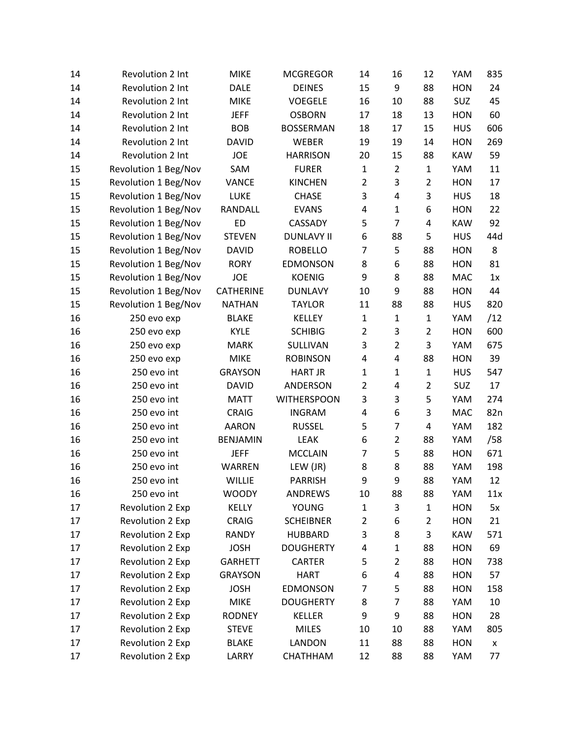| | | | | | | | | |
|---|---|---|---|---|---|---|---|---|
| 14 | Revolution 2 Int | MIKE | MCGREGOR | 14 | 16 | 12 | YAM | 835 |
| 14 | Revolution 2 Int | DALE | DEINES | 15 | 9 | 88 | HON | 24 |
| 14 | Revolution 2 Int | MIKE | VOEGELE | 16 | 10 | 88 | SUZ | 45 |
| 14 | Revolution 2 Int | JEFF | OSBORN | 17 | 18 | 13 | HON | 60 |
| 14 | Revolution 2 Int | BOB | BOSSERMAN | 18 | 17 | 15 | HUS | 606 |
| 14 | Revolution 2 Int | DAVID | WEBER | 19 | 19 | 14 | HON | 269 |
| 14 | Revolution 2 Int | JOE | HARRISON | 20 | 15 | 88 | KAW | 59 |
| 15 | Revolution 1 Beg/Nov | SAM | FURER | 1 | 2 | 1 | YAM | 11 |
| 15 | Revolution 1 Beg/Nov | VANCE | KINCHEN | 2 | 3 | 2 | HON | 17 |
| 15 | Revolution 1 Beg/Nov | LUKE | CHASE | 3 | 4 | 3 | HUS | 18 |
| 15 | Revolution 1 Beg/Nov | RANDALL | EVANS | 4 | 1 | 6 | HON | 22 |
| 15 | Revolution 1 Beg/Nov | ED | CASSADY | 5 | 7 | 4 | KAW | 92 |
| 15 | Revolution 1 Beg/Nov | STEVEN | DUNLAVY II | 6 | 88 | 5 | HUS | 44d |
| 15 | Revolution 1 Beg/Nov | DAVID | ROBELLO | 7 | 5 | 88 | HON | 8 |
| 15 | Revolution 1 Beg/Nov | RORY | EDMONSON | 8 | 6 | 88 | HON | 81 |
| 15 | Revolution 1 Beg/Nov | JOE | KOENIG | 9 | 8 | 88 | MAC | 1x |
| 15 | Revolution 1 Beg/Nov | CATHERINE | DUNLAVY | 10 | 9 | 88 | HON | 44 |
| 15 | Revolution 1 Beg/Nov | NATHAN | TAYLOR | 11 | 88 | 88 | HUS | 820 |
| 16 | 250 evo exp | BLAKE | KELLEY | 1 | 1 | 1 | YAM | /12 |
| 16 | 250 evo exp | KYLE | SCHIBIG | 2 | 3 | 2 | HON | 600 |
| 16 | 250 evo exp | MARK | SULLIVAN | 3 | 2 | 3 | YAM | 675 |
| 16 | 250 evo exp | MIKE | ROBINSON | 4 | 4 | 88 | HON | 39 |
| 16 | 250 evo int | GRAYSON | HART JR | 1 | 1 | 1 | HUS | 547 |
| 16 | 250 evo int | DAVID | ANDERSON | 2 | 4 | 2 | SUZ | 17 |
| 16 | 250 evo int | MATT | WITHERSPOON | 3 | 3 | 5 | YAM | 274 |
| 16 | 250 evo int | CRAIG | INGRAM | 4 | 6 | 3 | MAC | 82n |
| 16 | 250 evo int | AARON | RUSSEL | 5 | 7 | 4 | YAM | 182 |
| 16 | 250 evo int | BENJAMIN | LEAK | 6 | 2 | 88 | YAM | /58 |
| 16 | 250 evo int | JEFF | MCCLAIN | 7 | 5 | 88 | HON | 671 |
| 16 | 250 evo int | WARREN | LEW (JR) | 8 | 8 | 88 | YAM | 198 |
| 16 | 250 evo int | WILLIE | PARRISH | 9 | 9 | 88 | YAM | 12 |
| 16 | 250 evo int | WOODY | ANDREWS | 10 | 88 | 88 | YAM | 11x |
| 17 | Revolution 2 Exp | KELLY | YOUNG | 1 | 3 | 1 | HON | 5x |
| 17 | Revolution 2 Exp | CRAIG | SCHEIBNER | 2 | 6 | 2 | HON | 21 |
| 17 | Revolution 2 Exp | RANDY | HUBBARD | 3 | 8 | 3 | KAW | 571 |
| 17 | Revolution 2 Exp | JOSH | DOUGHERTY | 4 | 1 | 88 | HON | 69 |
| 17 | Revolution 2 Exp | GARHETT | CARTER | 5 | 2 | 88 | HON | 738 |
| 17 | Revolution 2 Exp | GRAYSON | HART | 6 | 4 | 88 | HON | 57 |
| 17 | Revolution 2 Exp | JOSH | EDMONSON | 7 | 5 | 88 | HON | 158 |
| 17 | Revolution 2 Exp | MIKE | DOUGHERTY | 8 | 7 | 88 | YAM | 10 |
| 17 | Revolution 2 Exp | RODNEY | KELLER | 9 | 9 | 88 | HON | 28 |
| 17 | Revolution 2 Exp | STEVE | MILES | 10 | 10 | 88 | YAM | 805 |
| 17 | Revolution 2 Exp | BLAKE | LANDON | 11 | 88 | 88 | HON | x |
| 17 | Revolution 2 Exp | LARRY | CHATHHAM | 12 | 88 | 88 | YAM | 77 |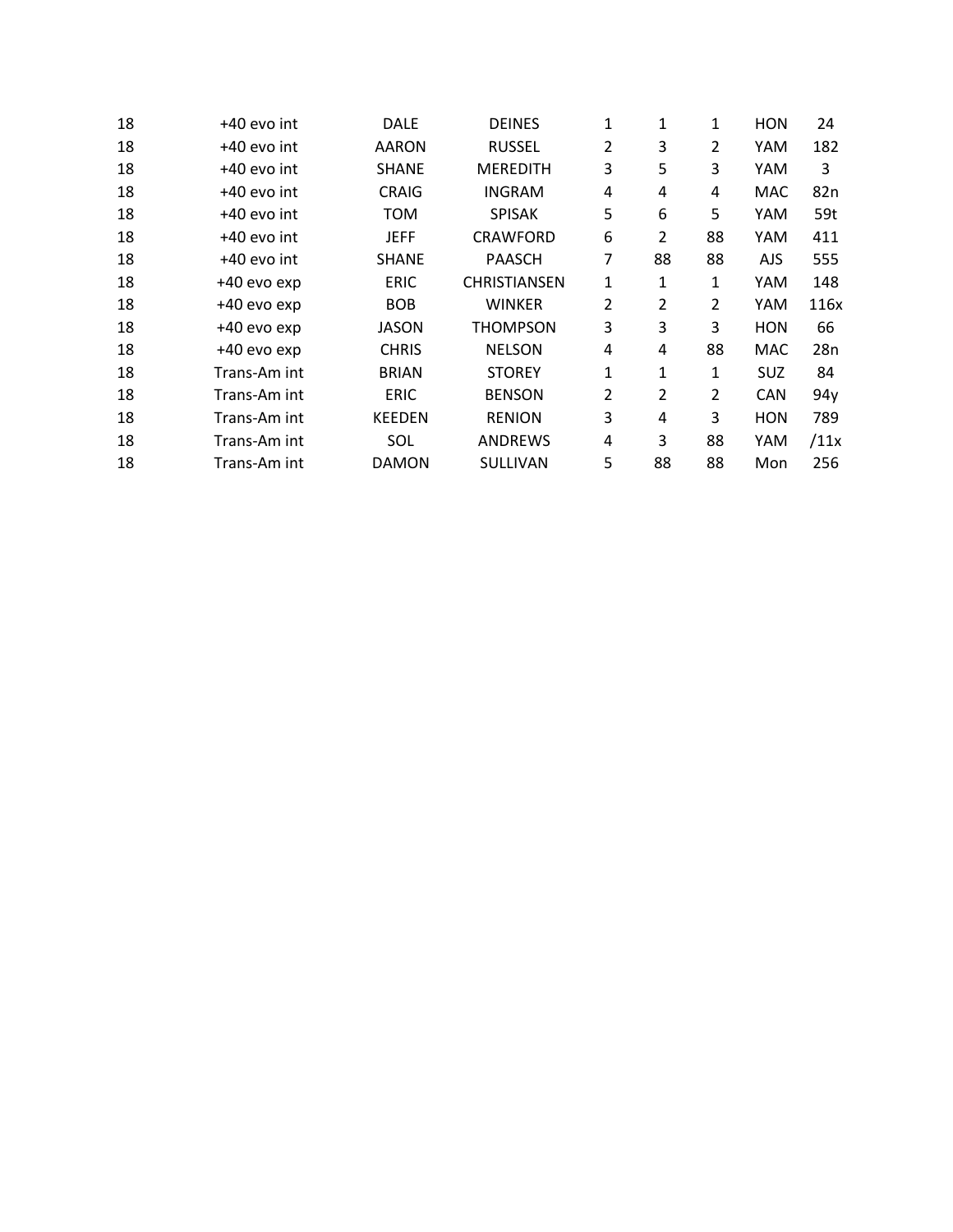| | | | | | | | | |
|---|---|---|---|---|---|---|---|---|
| 18 | +40 evo int | DALE | DEINES | 1 | 1 | 1 | HON | 24 |
| 18 | +40 evo int | AARON | RUSSEL | 2 | 3 | 2 | YAM | 182 |
| 18 | +40 evo int | SHANE | MEREDITH | 3 | 5 | 3 | YAM | 3 |
| 18 | +40 evo int | CRAIG | INGRAM | 4 | 4 | 4 | MAC | 82n |
| 18 | +40 evo int | TOM | SPISAK | 5 | 6 | 5 | YAM | 59t |
| 18 | +40 evo int | JEFF | CRAWFORD | 6 | 2 | 88 | YAM | 411 |
| 18 | +40 evo int | SHANE | PAASCH | 7 | 88 | 88 | AJS | 555 |
| 18 | +40 evo exp | ERIC | CHRISTIANSEN | 1 | 1 | 1 | YAM | 148 |
| 18 | +40 evo exp | BOB | WINKER | 2 | 2 | 2 | YAM | 116x |
| 18 | +40 evo exp | JASON | THOMPSON | 3 | 3 | 3 | HON | 66 |
| 18 | +40 evo exp | CHRIS | NELSON | 4 | 4 | 88 | MAC | 28n |
| 18 | Trans-Am int | BRIAN | STOREY | 1 | 1 | 1 | SUZ | 84 |
| 18 | Trans-Am int | ERIC | BENSON | 2 | 2 | 2 | CAN | 94y |
| 18 | Trans-Am int | KEEDEN | RENION | 3 | 4 | 3 | HON | 789 |
| 18 | Trans-Am int | SOL | ANDREWS | 4 | 3 | 88 | YAM | /11x |
| 18 | Trans-Am int | DAMON | SULLIVAN | 5 | 88 | 88 | Mon | 256 |